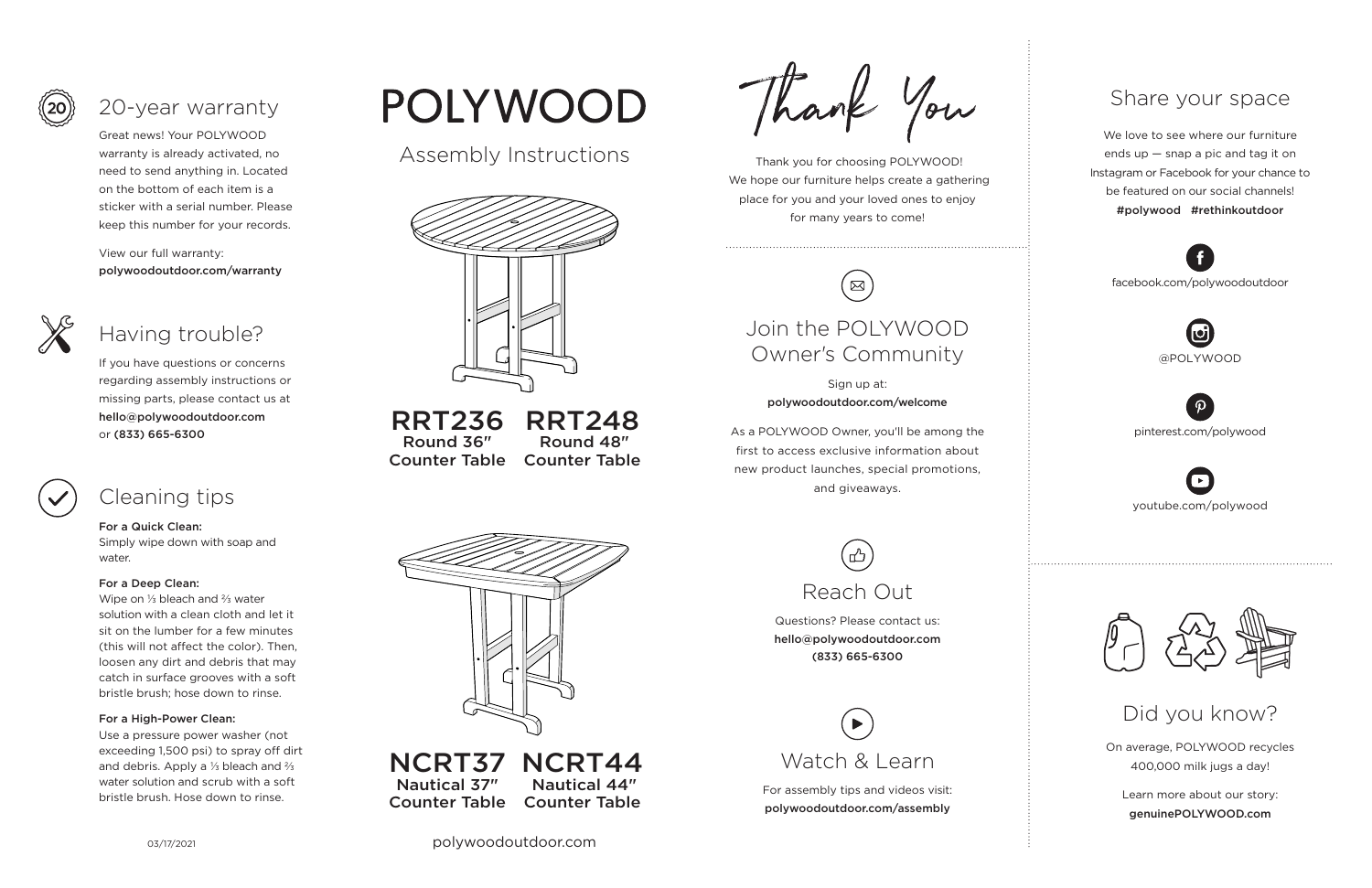## 20-year warranty

Great news! Your POLYWOOD warranty is already activated, no need to send anything in. Located on the bottom of each item is a sticker with a serial number. Please keep this number for your records.

View our full warranty:
**polywoodoutdoor.com/warranty**

## Having trouble?

If you have questions or concerns regarding assembly instructions or missing parts, please contact us at **hello@polywoodoutdoor.com** or **(833) 665-6300**

## Cleaning tips

**For a Quick Clean:**
Simply wipe down with soap and water.

**For a Deep Clean:**
Wipe on ⅓ bleach and ⅔ water solution with a clean cloth and let it sit on the lumber for a few minutes (this will not affect the color). Then, loosen any dirt and debris that may catch in surface grooves with a soft bristle brush; hose down to rinse.

**For a High-Power Clean:**
Use a pressure power washer (not exceeding 1,500 psi) to spray off dirt and debris. Apply a ⅓ bleach and ⅔ water solution and scrub with a soft bristle brush. Hose down to rinse.

03/17/2021

# POLYWOOD

## Assembly Instructions

**RRT236** Round 36″ Counter Table

**RRT248** Round 48″ Counter Table

**NCRT37** Nautical 37″ Counter Table

**NCRT44** Nautical 44″ Counter Table

polywoodoutdoor.com

## Thank You

Thank you for choosing POLYWOOD! We hope our furniture helps create a gathering place for you and your loved ones to enjoy for many years to come!

## Join the POLYWOOD Owner's Community

Sign up at:
**polywoodoutdoor.com/welcome**

As a POLYWOOD Owner, you'll be among the first to access exclusive information about new product launches, special promotions, and giveaways.

## Reach Out

Questions? Please contact us:
**hello@polywoodoutdoor.com**
**(833) 665-6300**

## Watch & Learn

For assembly tips and videos visit:
**polywoodoutdoor.com/assembly**

## Share your space

We love to see where our furniture ends up — snap a pic and tag it on Instagram or Facebook for your chance to be featured on our social channels!
**#polywood #rethinkoutdoor**

facebook.com/polywoodoutdoor

@POLYWOOD

pinterest.com/polywood

youtube.com/polywood

## Did you know?

On average, POLYWOOD recycles 400,000 milk jugs a day!

Learn more about our story:
**genuinePOLYWOOD.com**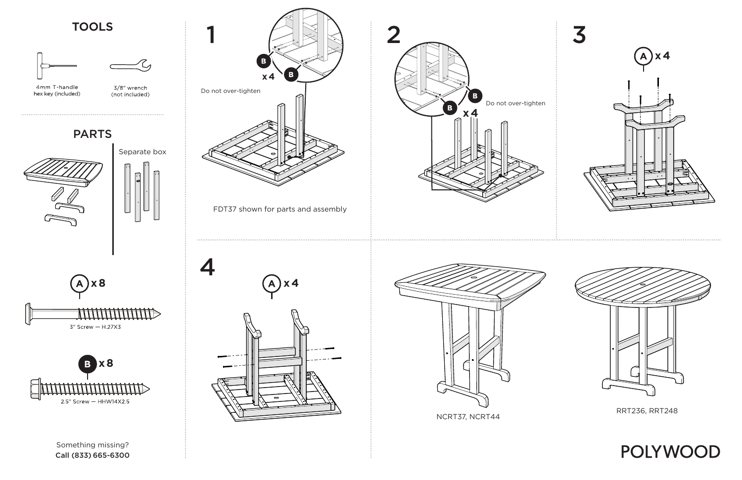## TOOLS

4mm T-handle hex key (included)

3/8" wrench (not included)

## PARTS

Separate box

**A** x 8

3" Screw — H.27X3

**B** x 8

2.5" Screw — HHW14X2.5

Something missing?
**Call (833) 665-6300**

## 1

**B** x 4 **B**

Do not over-tighten

FDT37 shown for parts and assembly

## 2

**B** **B** x 4

Do not over-tighten

## 3

**A** x 4

## 4

**A** x 4

NCRT37, NCRT44

RRT236, RRT248

POLYWOOD